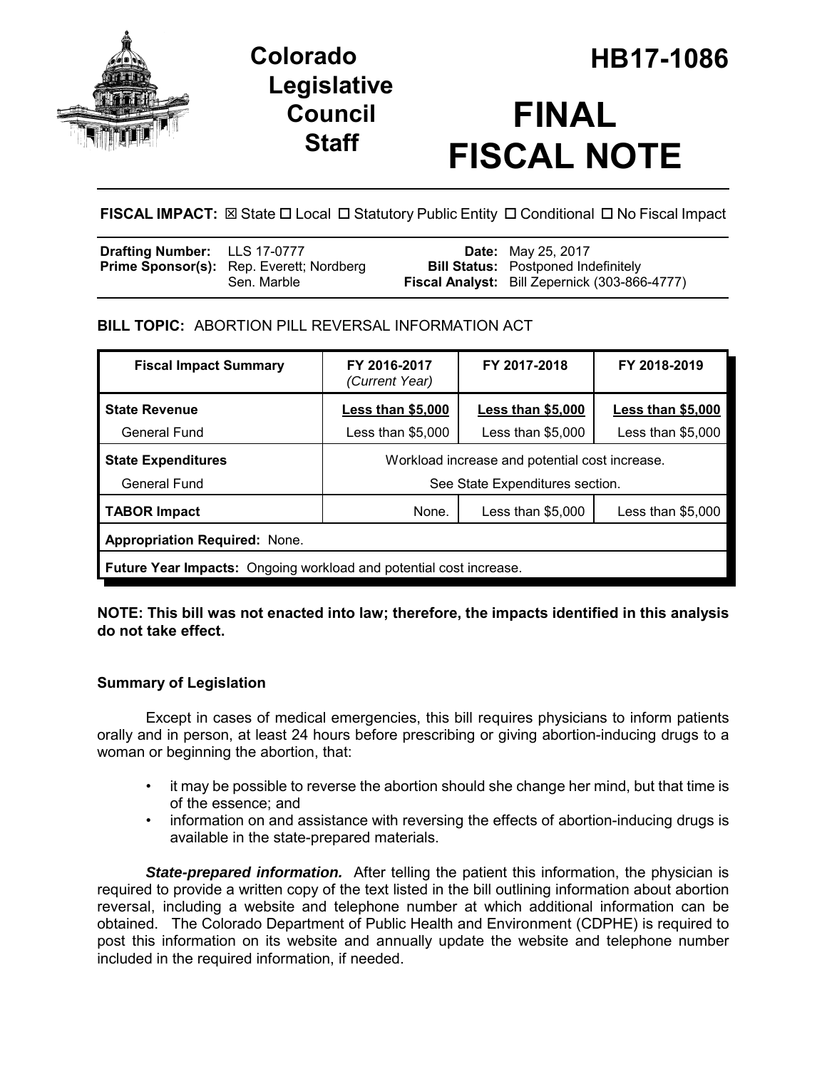# Colorado Legislative Council Staff

# HB17-1086

# FINAL FISCAL NOTE

**FISCAL IMPACT:** ☒ State ☐ Local ☐ Statutory Public Entity ☐ Conditional ☐ No Fiscal Impact

| | | | |
|---|---|---|---|
| **Drafting Number:** | LLS 17-0777 | **Date:** | May 25, 2017 |
| **Prime Sponsor(s):** | Rep. Everett; Nordberg<br>Sen. Marble | **Bill Status:** | Postponed Indefinitely |
| | | **Fiscal Analyst:** | Bill Zepernick (303-866-4777) |

**BILL TOPIC:** ABORTION PILL REVERSAL INFORMATION ACT

| Fiscal Impact Summary | FY 2016-2017 *(Current Year)* | FY 2017-2018 | FY 2018-2019 |
|---|---|---|---|
| **State Revenue** | **Less than $5,000** | **Less than $5,000** | **Less than $5,000** |
| General Fund | Less than $5,000 | Less than $5,000 | Less than $5,000 |
| **State Expenditures** | Workload increase and potential cost increase. | | |
| General Fund | See State Expenditures section. | | |
| **TABOR Impact** | None. | Less than $5,000 | Less than $5,000 |
| **Appropriation Required:** None. | | | |
| **Future Year Impacts:** Ongoing workload and potential cost increase. | | | |

**NOTE: This bill was not enacted into law; therefore, the impacts identified in this analysis do not take effect.**

### Summary of Legislation

Except in cases of medical emergencies, this bill requires physicians to inform patients orally and in person, at least 24 hours before prescribing or giving abortion-inducing drugs to a woman or beginning the abortion, that:

- it may be possible to reverse the abortion should she change her mind, but that time is of the essence; and
- information on and assistance with reversing the effects of abortion-inducing drugs is available in the state-prepared materials.

***State-prepared information.*** After telling the patient this information, the physician is required to provide a written copy of the text listed in the bill outlining information about abortion reversal, including a website and telephone number at which additional information can be obtained. The Colorado Department of Public Health and Environment (CDPHE) is required to post this information on its website and annually update the website and telephone number included in the required information, if needed.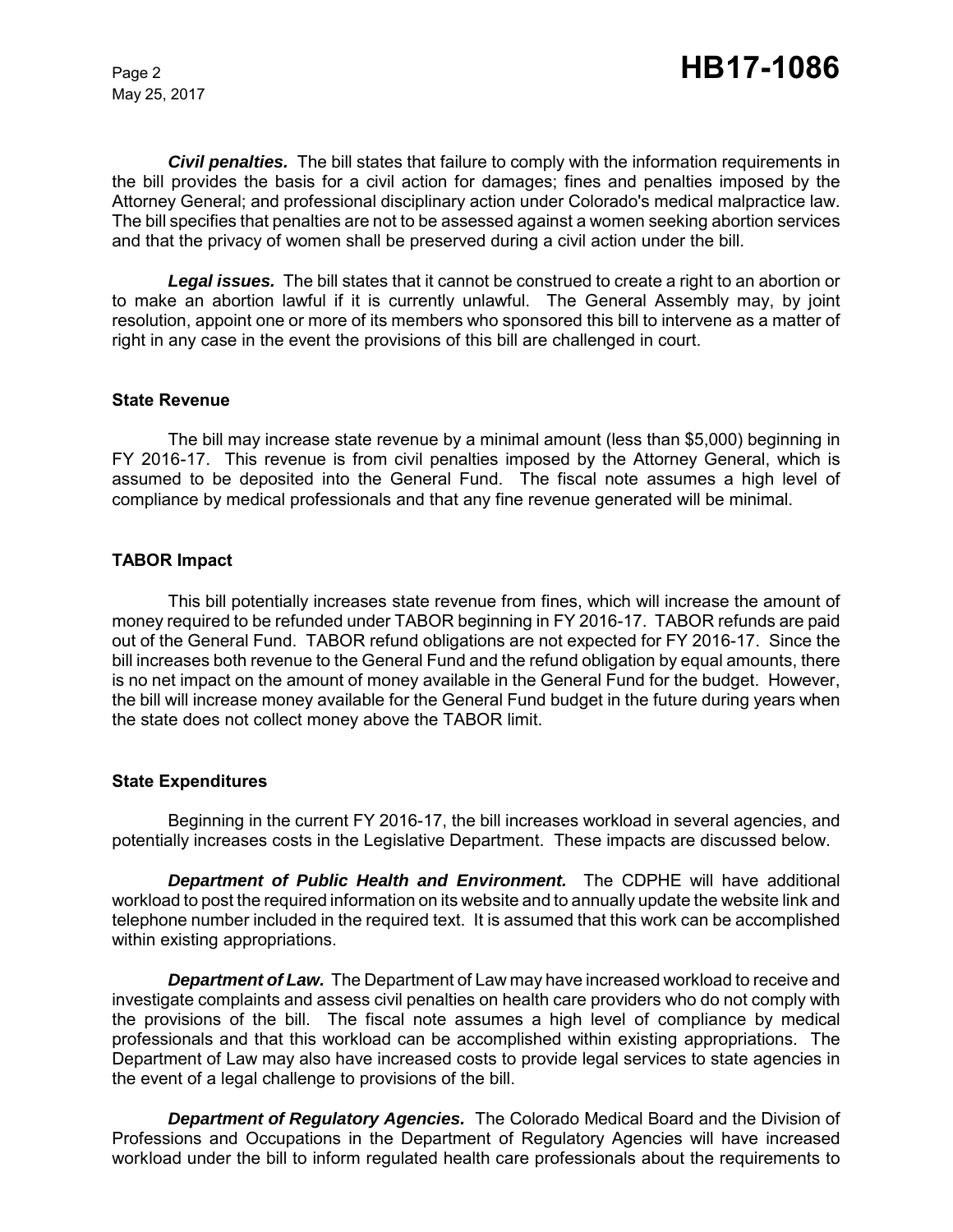***Civil penalties.*** The bill states that failure to comply with the information requirements in the bill provides the basis for a civil action for damages; fines and penalties imposed by the Attorney General; and professional disciplinary action under Colorado's medical malpractice law. The bill specifies that penalties are not to be assessed against a women seeking abortion services and that the privacy of women shall be preserved during a civil action under the bill.

***Legal issues.*** The bill states that it cannot be construed to create a right to an abortion or to make an abortion lawful if it is currently unlawful. The General Assembly may, by joint resolution, appoint one or more of its members who sponsored this bill to intervene as a matter of right in any case in the event the provisions of this bill are challenged in court.

### State Revenue

The bill may increase state revenue by a minimal amount (less than $5,000) beginning in FY 2016-17. This revenue is from civil penalties imposed by the Attorney General, which is assumed to be deposited into the General Fund. The fiscal note assumes a high level of compliance by medical professionals and that any fine revenue generated will be minimal.

### TABOR Impact

This bill potentially increases state revenue from fines, which will increase the amount of money required to be refunded under TABOR beginning in FY 2016-17. TABOR refunds are paid out of the General Fund. TABOR refund obligations are not expected for FY 2016-17. Since the bill increases both revenue to the General Fund and the refund obligation by equal amounts, there is no net impact on the amount of money available in the General Fund for the budget. However, the bill will increase money available for the General Fund budget in the future during years when the state does not collect money above the TABOR limit.

### State Expenditures

Beginning in the current FY 2016-17, the bill increases workload in several agencies, and potentially increases costs in the Legislative Department. These impacts are discussed below.

***Department of Public Health and Environment.*** The CDPHE will have additional workload to post the required information on its website and to annually update the website link and telephone number included in the required text. It is assumed that this work can be accomplished within existing appropriations.

***Department of Law.*** The Department of Law may have increased workload to receive and investigate complaints and assess civil penalties on health care providers who do not comply with the provisions of the bill. The fiscal note assumes a high level of compliance by medical professionals and that this workload can be accomplished within existing appropriations. The Department of Law may also have increased costs to provide legal services to state agencies in the event of a legal challenge to provisions of the bill.

***Department of Regulatory Agencies.*** The Colorado Medical Board and the Division of Professions and Occupations in the Department of Regulatory Agencies will have increased workload under the bill to inform regulated health care professionals about the requirements to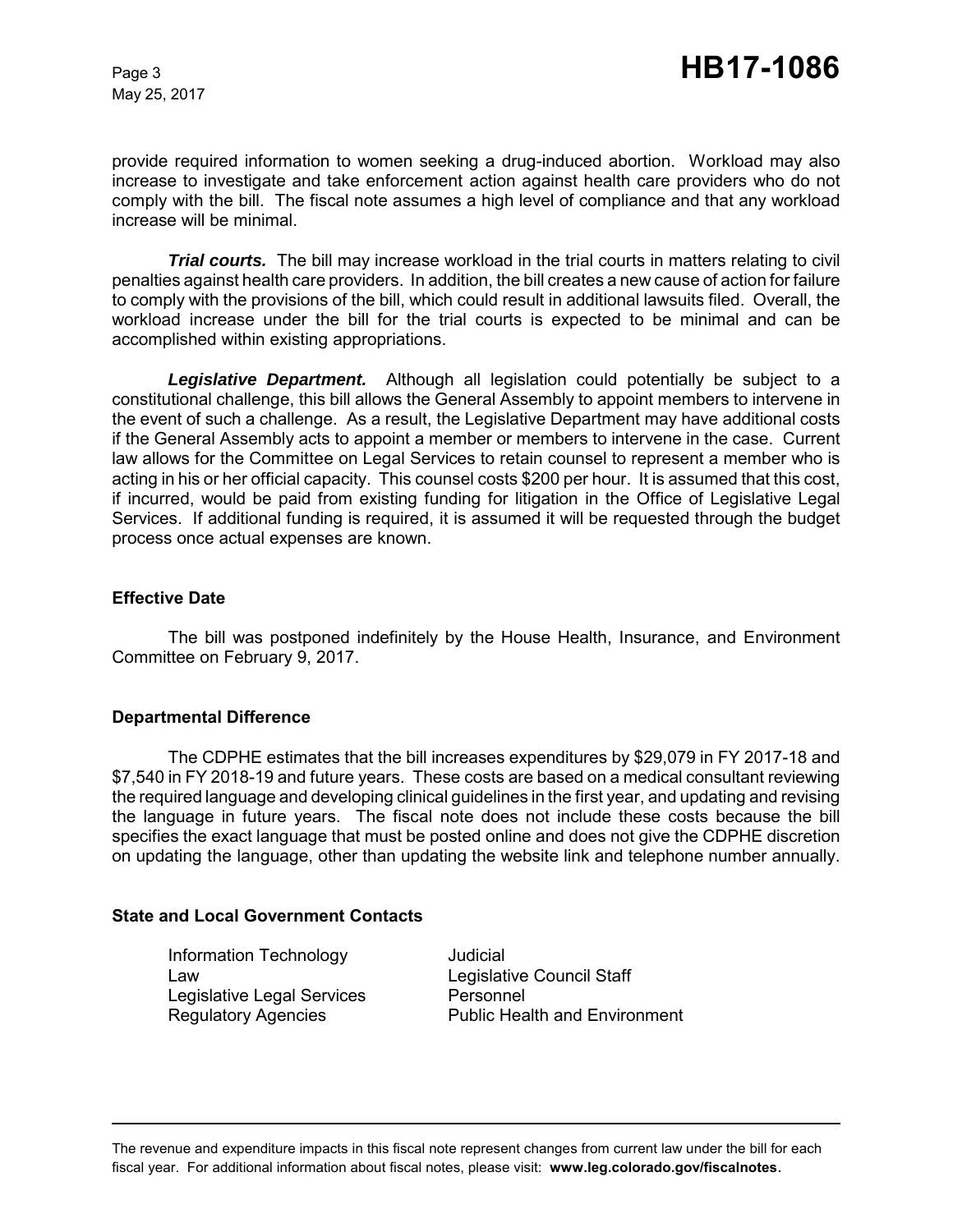provide required information to women seeking a drug-induced abortion. Workload may also increase to investigate and take enforcement action against health care providers who do not comply with the bill. The fiscal note assumes a high level of compliance and that any workload increase will be minimal.

***Trial courts.*** The bill may increase workload in the trial courts in matters relating to civil penalties against health care providers. In addition, the bill creates a new cause of action for failure to comply with the provisions of the bill, which could result in additional lawsuits filed. Overall, the workload increase under the bill for the trial courts is expected to be minimal and can be accomplished within existing appropriations.

***Legislative Department.*** Although all legislation could potentially be subject to a constitutional challenge, this bill allows the General Assembly to appoint members to intervene in the event of such a challenge. As a result, the Legislative Department may have additional costs if the General Assembly acts to appoint a member or members to intervene in the case. Current law allows for the Committee on Legal Services to retain counsel to represent a member who is acting in his or her official capacity. This counsel costs $200 per hour. It is assumed that this cost, if incurred, would be paid from existing funding for litigation in the Office of Legislative Legal Services. If additional funding is required, it is assumed it will be requested through the budget process once actual expenses are known.

## Effective Date

The bill was postponed indefinitely by the House Health, Insurance, and Environment Committee on February 9, 2017.

## Departmental Difference

The CDPHE estimates that the bill increases expenditures by $29,079 in FY 2017-18 and $7,540 in FY 2018-19 and future years. These costs are based on a medical consultant reviewing the required language and developing clinical guidelines in the first year, and updating and revising the language in future years. The fiscal note does not include these costs because the bill specifies the exact language that must be posted online and does not give the CDPHE discretion on updating the language, other than updating the website link and telephone number annually.

## State and Local Government Contacts

| | |
|---|---|
| Information Technology | Judicial |
| Law | Legislative Council Staff |
| Legislative Legal Services | Personnel |
| Regulatory Agencies | Public Health and Environment |

The revenue and expenditure impacts in this fiscal note represent changes from current law under the bill for each fiscal year. For additional information about fiscal notes, please visit: **www.leg.colorado.gov/fiscalnotes**.